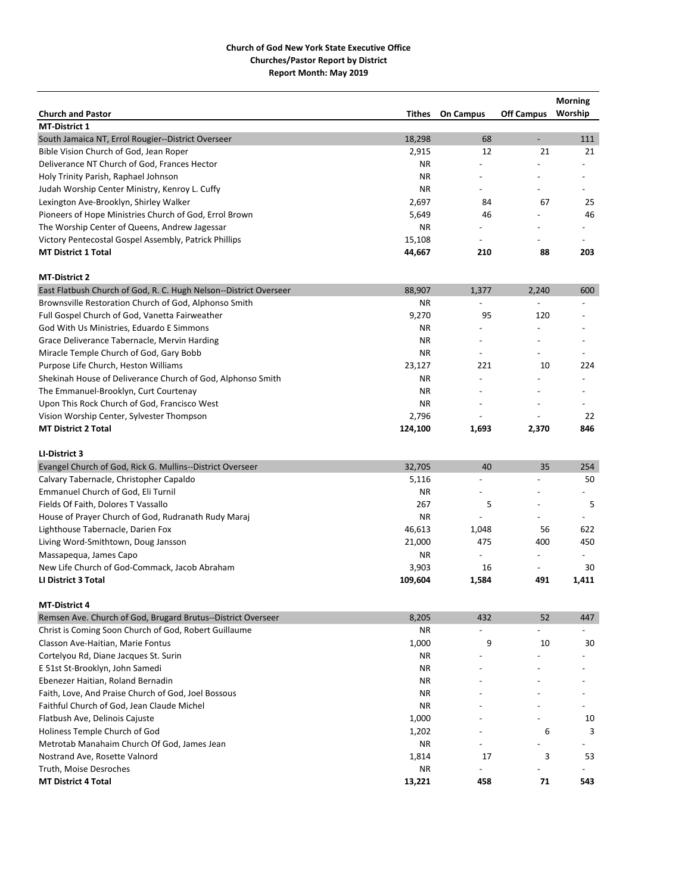**Church of God New York State Executive Office**
**Churches/Pastor Report by District**
**Report Month: May 2019**

| Church and Pastor | Tithes | On Campus | Off Campus | Morning Worship |
|---|---|---|---|---|
| **MT-District 1** | | | | |
| South Jamaica NT, Errol Rougier--District Overseer | 18,298 | 68 | - | 111 |
| Bible Vision Church of God, Jean Roper | 2,915 | 12 | 21 | 21 |
| Deliverance NT Church of God, Frances Hector | NR | - | - | - |
| Holy Trinity Parish, Raphael Johnson | NR | - | - | - |
| Judah Worship Center Ministry, Kenroy L. Cuffy | NR | - | - | - |
| Lexington Ave-Brooklyn, Shirley Walker | 2,697 | 84 | 67 | 25 |
| Pioneers of Hope Ministries Church of God, Errol Brown | 5,649 | 46 | - | 46 |
| The Worship Center of Queens, Andrew Jagessar | NR | - | - | - |
| Victory Pentecostal Gospel Assembly, Patrick Phillips | 15,108 | - | - | - |
| **MT District 1 Total** | **44,667** | **210** | **88** | **203** |
| | | | | |
| **MT-District 2** | | | | |
| East Flatbush Church of God, R. C. Hugh Nelson--District Overseer | 88,907 | 1,377 | 2,240 | 600 |
| Brownsville Restoration Church of God, Alphonso Smith | NR | - | - | - |
| Full Gospel Church of God, Vanetta Fairweather | 9,270 | 95 | 120 | - |
| God With Us Ministries, Eduardo E Simmons | NR | - | - | - |
| Grace Deliverance Tabernacle, Mervin Harding | NR | - | - | - |
| Miracle Temple Church of God, Gary Bobb | NR | - | - | - |
| Purpose Life Church, Heston Williams | 23,127 | 221 | 10 | 224 |
| Shekinah House of Deliverance Church of God, Alphonso Smith | NR | - | - | - |
| The Emmanuel-Brooklyn, Curt Courtenay | NR | - | - | - |
| Upon This Rock Church of God, Francisco West | NR | - | - | - |
| Vision Worship Center, Sylvester Thompson | 2,796 | - | - | 22 |
| **MT District 2 Total** | **124,100** | **1,693** | **2,370** | **846** |
| | | | | |
| **LI-District 3** | | | | |
| Evangel Church of God, Rick G. Mullins--District Overseer | 32,705 | 40 | 35 | 254 |
| Calvary Tabernacle, Christopher Capaldo | 5,116 | - | - | 50 |
| Emmanuel Church of God, Eli Turnil | NR | - | - | - |
| Fields Of Faith, Dolores T Vassallo | 267 | 5 | - | 5 |
| House of Prayer Church of God, Rudranath Rudy Maraj | NR | - | - | - |
| Lighthouse Tabernacle, Darien Fox | 46,613 | 1,048 | 56 | 622 |
| Living Word-Smithtown, Doug Jansson | 21,000 | 475 | 400 | 450 |
| Massapequa, James Capo | NR | - | - | - |
| New Life Church of God-Commack, Jacob Abraham | 3,903 | 16 | - | 30 |
| **LI District 3 Total** | **109,604** | **1,584** | **491** | **1,411** |
| | | | | |
| **MT-District 4** | | | | |
| Remsen Ave. Church of God, Brugard Brutus--District Overseer | 8,205 | 432 | 52 | 447 |
| Christ is Coming Soon Church of God, Robert Guillaume | NR | - | - | - |
| Classon Ave-Haitian, Marie Fontus | 1,000 | 9 | 10 | 30 |
| Cortelyou Rd, Diane Jacques St. Surin | NR | - | - | - |
| E 51st St-Brooklyn, John Samedi | NR | - | - | - |
| Ebenezer Haitian, Roland Bernadin | NR | - | - | - |
| Faith, Love, And Praise Church of God, Joel Bossous | NR | - | - | - |
| Faithful Church of God, Jean Claude Michel | NR | - | - | - |
| Flatbush Ave, Delinois Cajuste | 1,000 | - | - | 10 |
| Holiness Temple Church of God | 1,202 | - | 6 | 3 |
| Metrotab Manahaim Church Of God, James Jean | NR | - | - | - |
| Nostrand Ave, Rosette Valnord | 1,814 | 17 | 3 | 53 |
| Truth, Moise Desroches | NR | - | - | - |
| **MT District 4 Total** | **13,221** | **458** | **71** | **543** |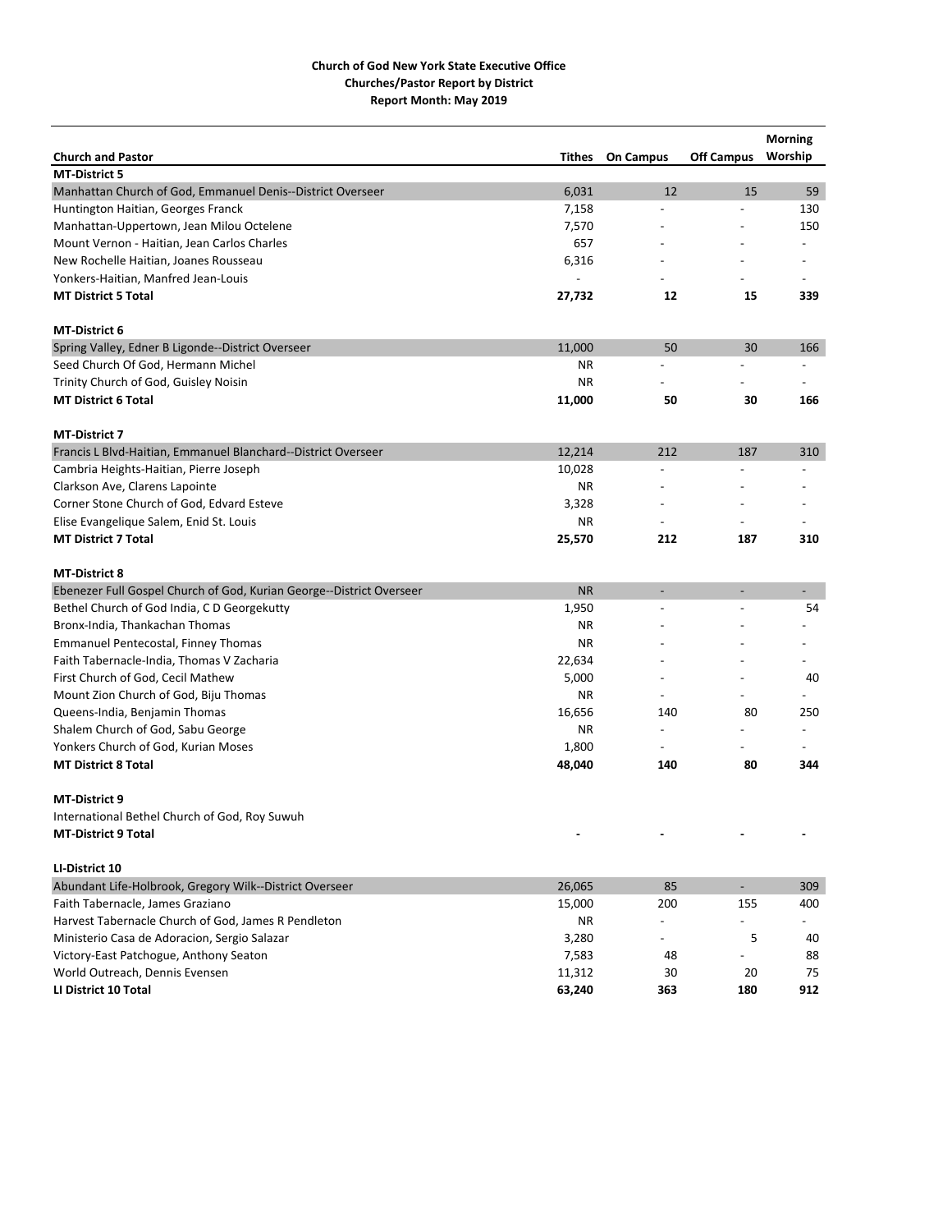**Church of God New York State Executive Office**
**Churches/Pastor Report by District**
**Report Month: May 2019**

| Church and Pastor | Tithes | On Campus | Off Campus | Morning Worship |
|---|---|---|---|---|
| **MT-District 5** | | | | |
| Manhattan Church of God, Emmanuel Denis--District Overseer | 6,031 | 12 | 15 | 59 |
| Huntington Haitian, Georges Franck | 7,158 | - | - | 130 |
| Manhattan-Uppertown, Jean Milou Octelene | 7,570 | - | - | 150 |
| Mount Vernon - Haitian, Jean Carlos Charles | 657 | - | - | - |
| New Rochelle Haitian, Joanes Rousseau | 6,316 | - | - | - |
| Yonkers-Haitian, Manfred Jean-Louis | - | - | - | - |
| **MT District 5 Total** | **27,732** | **12** | **15** | **339** |
| | | | | |
| **MT-District 6** | | | | |
| Spring Valley, Edner B Ligonde--District Overseer | 11,000 | 50 | 30 | 166 |
| Seed Church Of God, Hermann Michel | NR | - | - | - |
| Trinity Church of God, Guisley Noisin | NR | - | - | - |
| **MT District 6 Total** | **11,000** | **50** | **30** | **166** |
| | | | | |
| **MT-District 7** | | | | |
| Francis L Blvd-Haitian, Emmanuel Blanchard--District Overseer | 12,214 | 212 | 187 | 310 |
| Cambria Heights-Haitian, Pierre Joseph | 10,028 | - | - | - |
| Clarkson Ave, Clarens Lapointe | NR | - | - | - |
| Corner Stone Church of God, Edvard Esteve | 3,328 | - | - | - |
| Elise Evangelique Salem, Enid St. Louis | NR | - | - | - |
| **MT District 7 Total** | **25,570** | **212** | **187** | **310** |
| | | | | |
| **MT-District 8** | | | | |
| Ebenezer Full Gospel Church of God, Kurian George--District Overseer | NR | - | - | - |
| Bethel Church of God India, C D Georgekutty | 1,950 | - | - | 54 |
| Bronx-India, Thankachan Thomas | NR | - | - | - |
| Emmanuel Pentecostal, Finney Thomas | NR | - | - | - |
| Faith Tabernacle-India, Thomas V Zacharia | 22,634 | - | - | - |
| First Church of God, Cecil Mathew | 5,000 | - | - | 40 |
| Mount Zion Church of God, Biju Thomas | NR | - | - | - |
| Queens-India, Benjamin Thomas | 16,656 | 140 | 80 | 250 |
| Shalem Church of God, Sabu George | NR | - | - | - |
| Yonkers Church of God, Kurian Moses | 1,800 | - | - | - |
| **MT District 8 Total** | **48,040** | **140** | **80** | **344** |
| | | | | |
| **MT-District 9** | | | | |
| International Bethel Church of God, Roy Suwuh | | | | |
| **MT-District 9 Total** | **-** | **-** | **-** | **-** |
| | | | | |
| **LI-District 10** | | | | |
| Abundant Life-Holbrook, Gregory Wilk--District Overseer | 26,065 | 85 | - | 309 |
| Faith Tabernacle, James Graziano | 15,000 | 200 | 155 | 400 |
| Harvest Tabernacle Church of God, James R Pendleton | NR | - | - | - |
| Ministerio Casa de Adoracion, Sergio Salazar | 3,280 | - | 5 | 40 |
| Victory-East Patchogue, Anthony Seaton | 7,583 | 48 | - | 88 |
| World Outreach, Dennis Evensen | 11,312 | 30 | 20 | 75 |
| **LI District 10 Total** | **63,240** | **363** | **180** | **912** |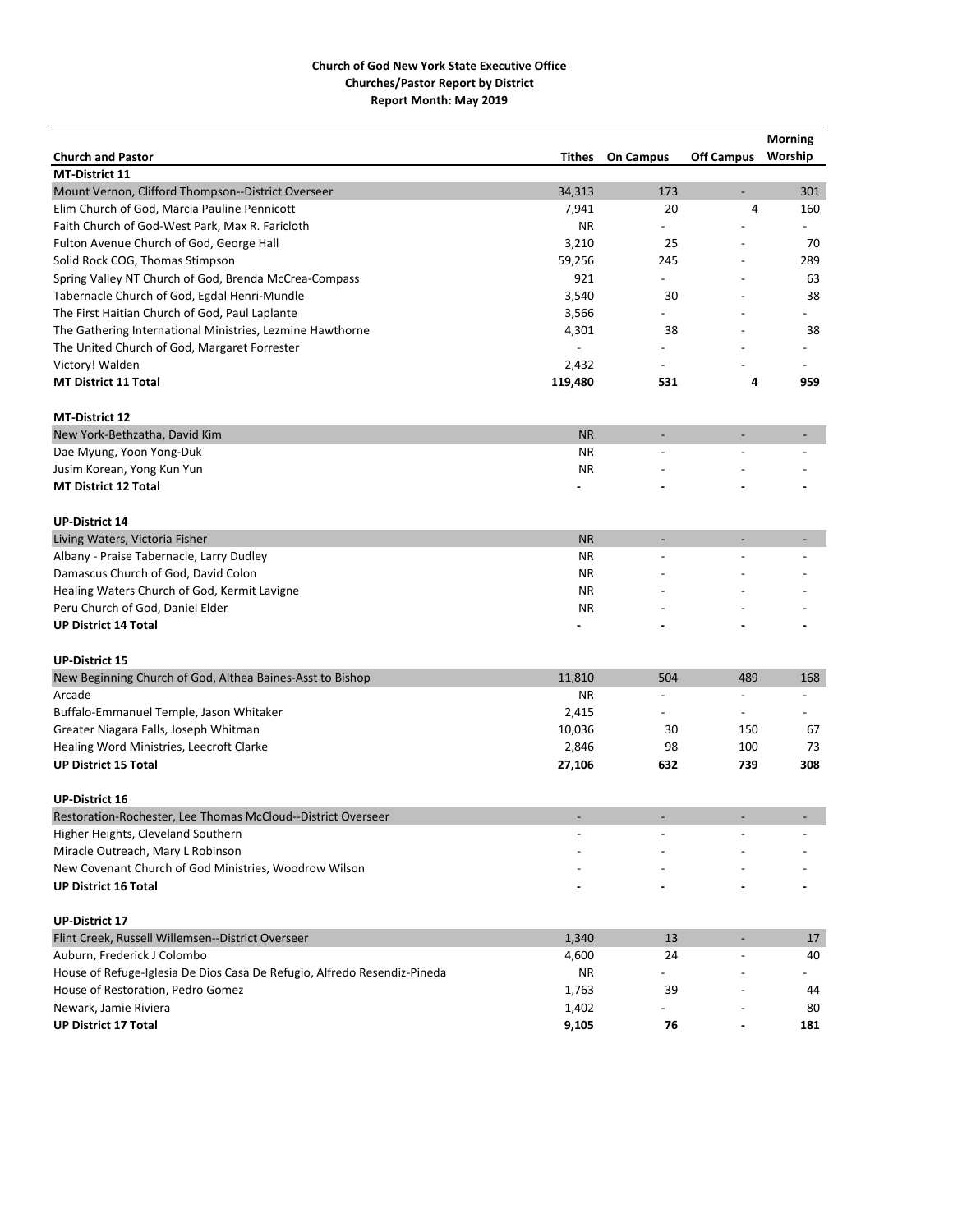**Church of God New York State Executive Office**
**Churches/Pastor Report by District**
**Report Month: May 2019**

| Church and Pastor | Tithes | On Campus | Off Campus | Morning Worship |
|---|---|---|---|---|
| **MT-District 11** | | | | |
| Mount Vernon, Clifford Thompson--District Overseer | 34,313 | 173 | - | 301 |
| Elim Church of God, Marcia Pauline Pennicott | 7,941 | 20 | 4 | 160 |
| Faith Church of God-West Park, Max R. Faricloth | NR | - | - | - |
| Fulton Avenue Church of God, George Hall | 3,210 | 25 | - | 70 |
| Solid Rock COG, Thomas Stimpson | 59,256 | 245 | - | 289 |
| Spring Valley NT Church of God, Brenda McCrea-Compass | 921 | - | - | 63 |
| Tabernacle Church of God, Egdal Henri-Mundle | 3,540 | 30 | - | 38 |
| The First Haitian Church of God, Paul Laplante | 3,566 | - | - | - |
| The Gathering International Ministries, Lezmine Hawthorne | 4,301 | 38 | - | 38 |
| The United Church of God, Margaret Forrester | - | - | - | - |
| Victory! Walden | 2,432 | - | - | - |
| **MT District 11 Total** | **119,480** | **531** | **4** | **959** |
| | | | | |
| **MT-District 12** | | | | |
| New York-Bethzatha, David Kim | NR | - | - | - |
| Dae Myung, Yoon Yong-Duk | NR | - | - | - |
| Jusim Korean, Yong Kun Yun | NR | - | - | - |
| **MT District 12 Total** | **-** | **-** | **-** | **-** |
| | | | | |
| **UP-District 14** | | | | |
| Living Waters, Victoria Fisher | NR | - | - | - |
| Albany - Praise Tabernacle, Larry Dudley | NR | - | - | - |
| Damascus Church of God, David Colon | NR | - | - | - |
| Healing Waters Church of God, Kermit Lavigne | NR | - | - | - |
| Peru Church of God, Daniel Elder | NR | - | - | - |
| **UP District 14 Total** | **-** | **-** | **-** | **-** |
| | | | | |
| **UP-District 15** | | | | |
| New Beginning Church of God, Althea Baines-Asst to Bishop | 11,810 | 504 | 489 | 168 |
| Arcade | NR | - | - | - |
| Buffalo-Emmanuel Temple, Jason Whitaker | 2,415 | - | - | - |
| Greater Niagara Falls, Joseph Whitman | 10,036 | 30 | 150 | 67 |
| Healing Word Ministries, Leecroft Clarke | 2,846 | 98 | 100 | 73 |
| **UP District 15 Total** | **27,106** | **632** | **739** | **308** |
| | | | | |
| **UP-District 16** | | | | |
| Restoration-Rochester, Lee Thomas McCloud--District Overseer | - | - | - | - |
| Higher Heights, Cleveland Southern | - | - | - | - |
| Miracle Outreach, Mary L Robinson | - | - | - | - |
| New Covenant Church of God Ministries, Woodrow Wilson | - | - | - | - |
| **UP District 16 Total** | **-** | **-** | **-** | **-** |
| | | | | |
| **UP-District 17** | | | | |
| Flint Creek, Russell Willemsen--District Overseer | 1,340 | 13 | - | 17 |
| Auburn, Frederick J Colombo | 4,600 | 24 | - | 40 |
| House of Refuge-Iglesia De Dios Casa De Refugio, Alfredo Resendiz-Pineda | NR | - | - | - |
| House of Restoration, Pedro Gomez | 1,763 | 39 | - | 44 |
| Newark, Jamie Riviera | 1,402 | - | - | 80 |
| **UP District 17 Total** | **9,105** | **76** | **-** | **181** |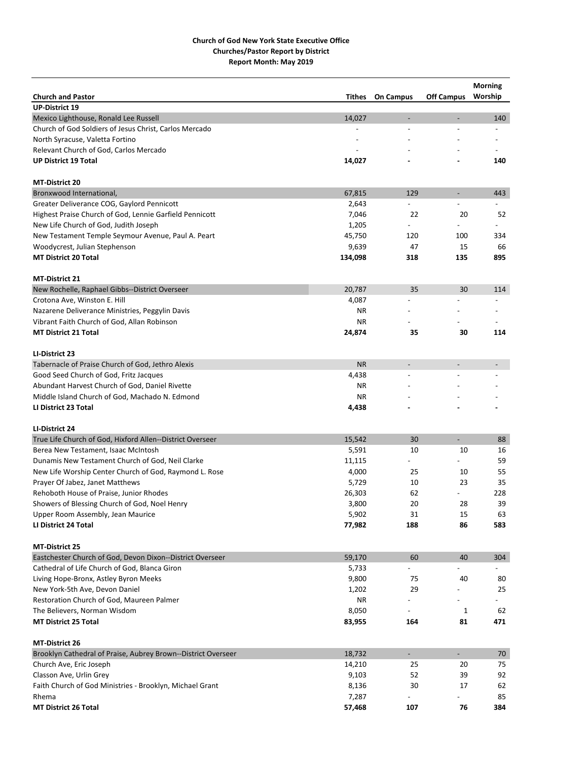**Church of God New York State Executive Office**
**Churches/Pastor Report by District**
**Report Month: May 2019**

| Church and Pastor | Tithes | On Campus | Off Campus | Morning Worship |
|---|---|---|---|---|
| **UP-District 19** | | | | |
| Mexico Lighthouse, Ronald Lee Russell | 14,027 | - | - | 140 |
| Church of God Soldiers of Jesus Christ, Carlos Mercado | - | - | - | - |
| North Syracuse, Valetta Fortino | - | - | - | - |
| Relevant Church of God, Carlos Mercado | - | - | - | - |
| **UP District 19 Total** | **14,027** | **-** | **-** | **140** |
| **MT-District 20** | | | | |
| Bronxwood International, | 67,815 | 129 | - | 443 |
| Greater Deliverance COG, Gaylord Pennicott | 2,643 | - | - | - |
| Highest Praise Church of God, Lennie Garfield Pennicott | 7,046 | 22 | 20 | 52 |
| New Life Church of God, Judith Joseph | 1,205 | - | - | - |
| New Testament Temple Seymour Avenue, Paul A. Peart | 45,750 | 120 | 100 | 334 |
| Woodycrest, Julian Stephenson | 9,639 | 47 | 15 | 66 |
| **MT District 20 Total** | **134,098** | **318** | **135** | **895** |
| **MT-District 21** | | | | |
| New Rochelle, Raphael Gibbs--District Overseer | 20,787 | 35 | 30 | 114 |
| Crotona Ave, Winston E. Hill | 4,087 | - | - | - |
| Nazarene Deliverance Ministries, Peggylin Davis | NR | - | - | - |
| Vibrant Faith Church of God, Allan Robinson | NR | - | - | - |
| **MT District 21 Total** | **24,874** | **35** | **30** | **114** |
| **LI-District 23** | | | | |
| Tabernacle of Praise Church of God, Jethro Alexis | NR | - | - | - |
| Good Seed Church of God, Fritz Jacques | 4,438 | - | - | - |
| Abundant Harvest Church of God, Daniel Rivette | NR | - | - | - |
| Middle Island Church of God, Machado N. Edmond | NR | - | - | - |
| **LI District 23 Total** | **4,438** | **-** | **-** | **-** |
| **LI-District 24** | | | | |
| True Life Church of God, Hixford Allen--District Overseer | 15,542 | 30 | - | 88 |
| Berea New Testament, Isaac McIntosh | 5,591 | 10 | 10 | 16 |
| Dunamis New Testament Church of God, Neil Clarke | 11,115 | - | - | 59 |
| New Life Worship Center Church of God, Raymond L. Rose | 4,000 | 25 | 10 | 55 |
| Prayer Of Jabez, Janet Matthews | 5,729 | 10 | 23 | 35 |
| Rehoboth House of Praise, Junior Rhodes | 26,303 | 62 | - | 228 |
| Showers of Blessing Church of God, Noel Henry | 3,800 | 20 | 28 | 39 |
| Upper Room Assembly, Jean Maurice | 5,902 | 31 | 15 | 63 |
| **LI District 24 Total** | **77,982** | **188** | **86** | **583** |
| **MT-District 25** | | | | |
| Eastchester Church of God, Devon Dixon--District Overseer | 59,170 | 60 | 40 | 304 |
| Cathedral of Life Church of God, Blanca Giron | 5,733 | - | - | - |
| Living Hope-Bronx, Astley Byron Meeks | 9,800 | 75 | 40 | 80 |
| New York-5th Ave, Devon Daniel | 1,202 | 29 | - | 25 |
| Restoration Church of God, Maureen Palmer | NR | - | - | - |
| The Believers, Norman Wisdom | 8,050 | - | 1 | 62 |
| **MT District 25 Total** | **83,955** | **164** | **81** | **471** |
| **MT-District 26** | | | | |
| Brooklyn Cathedral of Praise, Aubrey Brown--District Overseer | 18,732 | - | - | 70 |
| Church Ave, Eric Joseph | 14,210 | 25 | 20 | 75 |
| Classon Ave, Urlin Grey | 9,103 | 52 | 39 | 92 |
| Faith Church of God Ministries - Brooklyn, Michael Grant | 8,136 | 30 | 17 | 62 |
| Rhema | 7,287 | - | - | 85 |
| **MT District 26 Total** | **57,468** | **107** | **76** | **384** |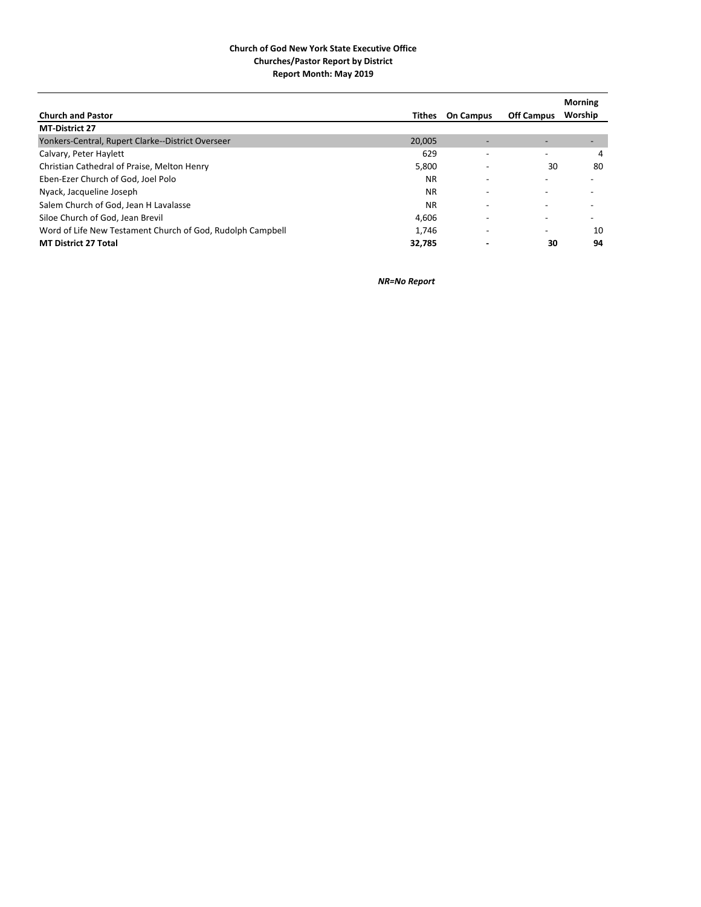**Church of God New York State Executive Office**
**Churches/Pastor Report by District**
**Report Month: May 2019**

| Church and Pastor | Tithes | On Campus | Off Campus | Morning Worship |
|---|---|---|---|---|
| **MT-District 27** | | | | |
| Yonkers-Central, Rupert Clarke--District Overseer | 20,005 | - | - | - |
| Calvary, Peter Haylett | 629 | - | - | 4 |
| Christian Cathedral of Praise, Melton Henry | 5,800 | - | 30 | 80 |
| Eben-Ezer Church of God, Joel Polo | NR | - | - | - |
| Nyack, Jacqueline Joseph | NR | - | - | - |
| Salem Church of God, Jean H Lavalasse | NR | - | - | - |
| Siloe Church of God, Jean Brevil | 4,606 | - | - | - |
| Word of Life New Testament Church of God, Rudolph Campbell | 1,746 | - | - | 10 |
| **MT District 27 Total** | **32,785** | **-** | **30** | **94** |

***NR=No Report***